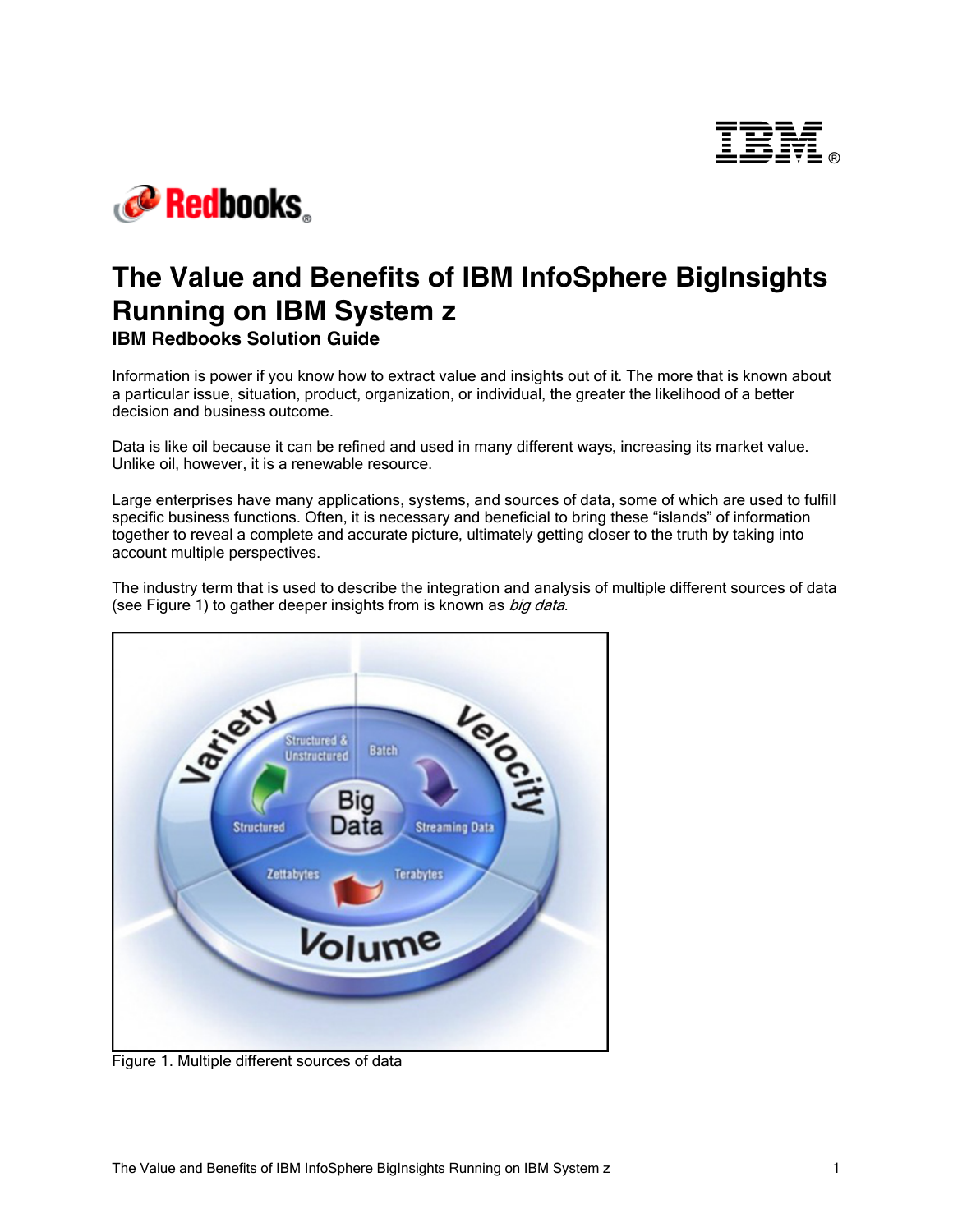# The Value and Benefits of IBM InfoSphere BigInsights Running on IBM System z

### IBM Redbooks Solution Guide

Information is power if you know how to extract value and insights out of it. The more that is known about a particular issue, situation, product, organization, or individual, the greater the likelihood of a better decision and business outcome.

Data is like oil because it can be refined and used in many different ways, increasing its market value. Unlike oil, however, it is a renewable resource.

Large enterprises have many applications, systems, and sources of data, some of which are used to fulfill specific business functions. Often, it is necessary and beneficial to bring these “islands” of information together to reveal a complete and accurate picture, ultimately getting closer to the truth by taking into account multiple perspectives.

The industry term that is used to describe the integration and analysis of multiple different sources of data (see Figure 1) to gather deeper insights from is known as *big data*.

Figure 1. Multiple different sources of data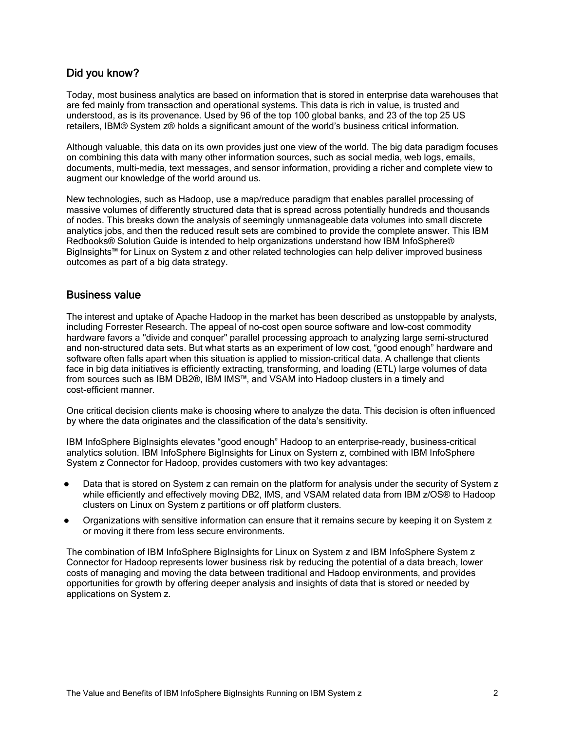## Did you know?

Today, most business analytics are based on information that is stored in enterprise data warehouses that are fed mainly from transaction and operational systems. This data is rich in value, is trusted and understood, as is its provenance. Used by 96 of the top 100 global banks, and 23 of the top 25 US retailers, IBM® System z® holds a significant amount of the world's business critical information.

Although valuable, this data on its own provides just one view of the world. The big data paradigm focuses on combining this data with many other information sources, such as social media, web logs, emails, documents, multi-media, text messages, and sensor information, providing a richer and complete view to augment our knowledge of the world around us.

New technologies, such as Hadoop, use a map/reduce paradigm that enables parallel processing of massive volumes of differently structured data that is spread across potentially hundreds and thousands of nodes. This breaks down the analysis of seemingly unmanageable data volumes into small discrete analytics jobs, and then the reduced result sets are combined to provide the complete answer. This IBM Redbooks® Solution Guide is intended to help organizations understand how IBM InfoSphere® BigInsights™ for Linux on System z and other related technologies can help deliver improved business outcomes as part of a big data strategy.

## Business value

The interest and uptake of Apache Hadoop in the market has been described as unstoppable by analysts, including Forrester Research. The appeal of no-cost open source software and low-cost commodity hardware favors a "divide and conquer" parallel processing approach to analyzing large semi-structured and non-structured data sets. But what starts as an experiment of low cost, "good enough" hardware and software often falls apart when this situation is applied to mission-critical data. A challenge that clients face in big data initiatives is efficiently extracting, transforming, and loading (ETL) large volumes of data from sources such as IBM DB2®, IBM IMS™, and VSAM into Hadoop clusters in a timely and cost-efficient manner.

One critical decision clients make is choosing where to analyze the data. This decision is often influenced by where the data originates and the classification of the data's sensitivity.

IBM InfoSphere BigInsights elevates "good enough" Hadoop to an enterprise-ready, business-critical analytics solution. IBM InfoSphere BigInsights for Linux on System z, combined with IBM InfoSphere System z Connector for Hadoop, provides customers with two key advantages:

- Data that is stored on System z can remain on the platform for analysis under the security of System z while efficiently and effectively moving DB2, IMS, and VSAM related data from IBM z/OS® to Hadoop clusters on Linux on System z partitions or off platform clusters.
- Organizations with sensitive information can ensure that it remains secure by keeping it on System z or moving it there from less secure environments.

The combination of IBM InfoSphere BigInsights for Linux on System z and IBM InfoSphere System z Connector for Hadoop represents lower business risk by reducing the potential of a data breach, lower costs of managing and moving the data between traditional and Hadoop environments, and provides opportunities for growth by offering deeper analysis and insights of data that is stored or needed by applications on System z.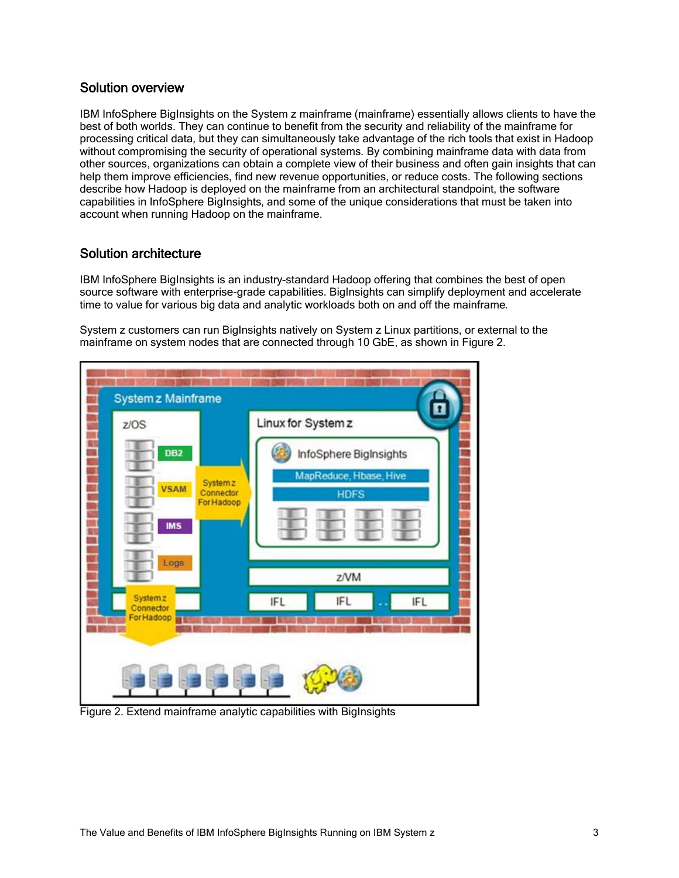## Solution overview

IBM InfoSphere BigInsights on the System z mainframe (mainframe) essentially allows clients to have the best of both worlds. They can continue to benefit from the security and reliability of the mainframe for processing critical data, but they can simultaneously take advantage of the rich tools that exist in Hadoop without compromising the security of operational systems. By combining mainframe data with data from other sources, organizations can obtain a complete view of their business and often gain insights that can help them improve efficiencies, find new revenue opportunities, or reduce costs. The following sections describe how Hadoop is deployed on the mainframe from an architectural standpoint, the software capabilities in InfoSphere BigInsights, and some of the unique considerations that must be taken into account when running Hadoop on the mainframe.

## Solution architecture

IBM InfoSphere BigInsights is an industry-standard Hadoop offering that combines the best of open source software with enterprise-grade capabilities. BigInsights can simplify deployment and accelerate time to value for various big data and analytic workloads both on and off the mainframe.

System z customers can run BigInsights natively on System z Linux partitions, or external to the mainframe on system nodes that are connected through 10 GbE, as shown in Figure 2.

Figure 2. Extend mainframe analytic capabilities with BigInsights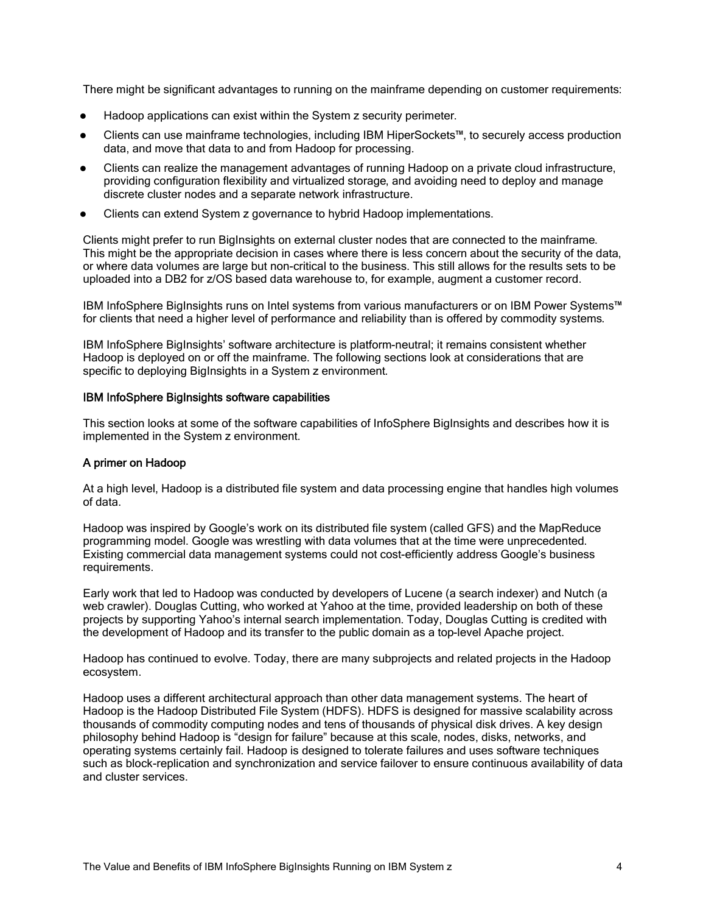There might be significant advantages to running on the mainframe depending on customer requirements:

- Hadoop applications can exist within the System z security perimeter.
- Clients can use mainframe technologies, including IBM HiperSockets™, to securely access production data, and move that data to and from Hadoop for processing.
- Clients can realize the management advantages of running Hadoop on a private cloud infrastructure, providing configuration flexibility and virtualized storage, and avoiding need to deploy and manage discrete cluster nodes and a separate network infrastructure.
- Clients can extend System z governance to hybrid Hadoop implementations.

Clients might prefer to run BigInsights on external cluster nodes that are connected to the mainframe. This might be the appropriate decision in cases where there is less concern about the security of the data, or where data volumes are large but non-critical to the business. This still allows for the results sets to be uploaded into a DB2 for z/OS based data warehouse to, for example, augment a customer record.

IBM InfoSphere BigInsights runs on Intel systems from various manufacturers or on IBM Power Systems™ for clients that need a higher level of performance and reliability than is offered by commodity systems.

IBM InfoSphere BigInsights' software architecture is platform-neutral; it remains consistent whether Hadoop is deployed on or off the mainframe. The following sections look at considerations that are specific to deploying BigInsights in a System z environment.

## IBM InfoSphere BigInsights software capabilities

This section looks at some of the software capabilities of InfoSphere BigInsights and describes how it is implemented in the System z environment.

### A primer on Hadoop

At a high level, Hadoop is a distributed file system and data processing engine that handles high volumes of data.

Hadoop was inspired by Google's work on its distributed file system (called GFS) and the MapReduce programming model. Google was wrestling with data volumes that at the time were unprecedented. Existing commercial data management systems could not cost-efficiently address Google's business requirements.

Early work that led to Hadoop was conducted by developers of Lucene (a search indexer) and Nutch (a web crawler). Douglas Cutting, who worked at Yahoo at the time, provided leadership on both of these projects by supporting Yahoo's internal search implementation. Today, Douglas Cutting is credited with the development of Hadoop and its transfer to the public domain as a top-level Apache project.

Hadoop has continued to evolve. Today, there are many subprojects and related projects in the Hadoop ecosystem.

Hadoop uses a different architectural approach than other data management systems. The heart of Hadoop is the Hadoop Distributed File System (HDFS). HDFS is designed for massive scalability across thousands of commodity computing nodes and tens of thousands of physical disk drives. A key design philosophy behind Hadoop is "design for failure" because at this scale, nodes, disks, networks, and operating systems certainly fail. Hadoop is designed to tolerate failures and uses software techniques such as block-replication and synchronization and service failover to ensure continuous availability of data and cluster services.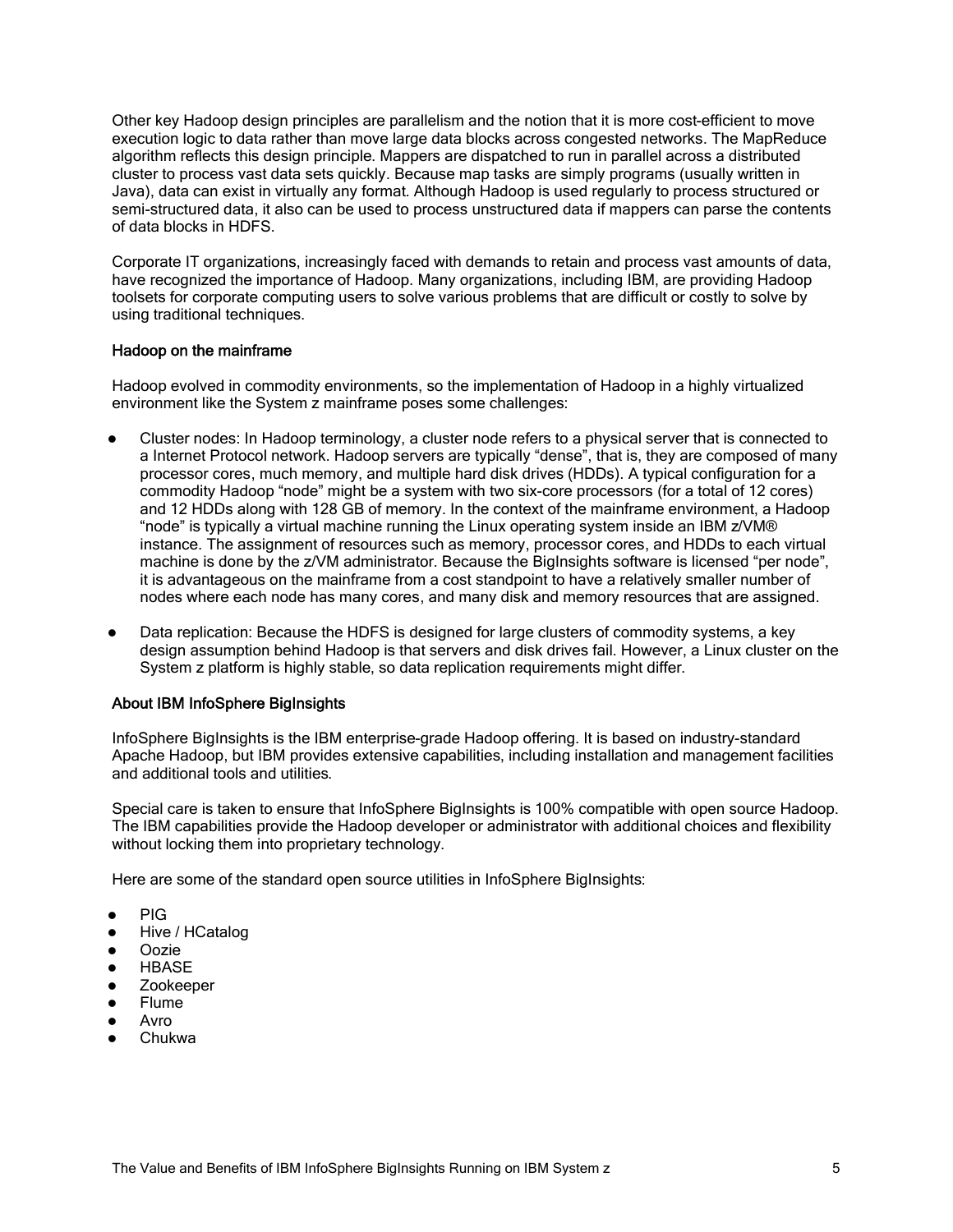Other key Hadoop design principles are parallelism and the notion that it is more cost-efficient to move execution logic to data rather than move large data blocks across congested networks. The MapReduce algorithm reflects this design principle. Mappers are dispatched to run in parallel across a distributed cluster to process vast data sets quickly. Because map tasks are simply programs (usually written in Java), data can exist in virtually any format. Although Hadoop is used regularly to process structured or semi-structured data, it also can be used to process unstructured data if mappers can parse the contents of data blocks in HDFS.

Corporate IT organizations, increasingly faced with demands to retain and process vast amounts of data, have recognized the importance of Hadoop. Many organizations, including IBM, are providing Hadoop toolsets for corporate computing users to solve various problems that are difficult or costly to solve by using traditional techniques.

### Hadoop on the mainframe

Hadoop evolved in commodity environments, so the implementation of Hadoop in a highly virtualized environment like the System z mainframe poses some challenges:

- Cluster nodes: In Hadoop terminology, a cluster node refers to a physical server that is connected to a Internet Protocol network. Hadoop servers are typically "dense", that is, they are composed of many processor cores, much memory, and multiple hard disk drives (HDDs). A typical configuration for a commodity Hadoop "node" might be a system with two six-core processors (for a total of 12 cores) and 12 HDDs along with 128 GB of memory. In the context of the mainframe environment, a Hadoop "node" is typically a virtual machine running the Linux operating system inside an IBM z/VM® instance. The assignment of resources such as memory, processor cores, and HDDs to each virtual machine is done by the z/VM administrator. Because the BigInsights software is licensed "per node", it is advantageous on the mainframe from a cost standpoint to have a relatively smaller number of nodes where each node has many cores, and many disk and memory resources that are assigned.
- Data replication: Because the HDFS is designed for large clusters of commodity systems, a key design assumption behind Hadoop is that servers and disk drives fail. However, a Linux cluster on the System z platform is highly stable, so data replication requirements might differ.

### About IBM InfoSphere BigInsights

InfoSphere BigInsights is the IBM enterprise-grade Hadoop offering. It is based on industry-standard Apache Hadoop, but IBM provides extensive capabilities, including installation and management facilities and additional tools and utilities.

Special care is taken to ensure that InfoSphere BigInsights is 100% compatible with open source Hadoop. The IBM capabilities provide the Hadoop developer or administrator with additional choices and flexibility without locking them into proprietary technology.

Here are some of the standard open source utilities in InfoSphere BigInsights:

- PIG
- Hive / HCatalog
- Oozie
- HBASE
- Zookeeper
- Flume
- Avro
- Chukwa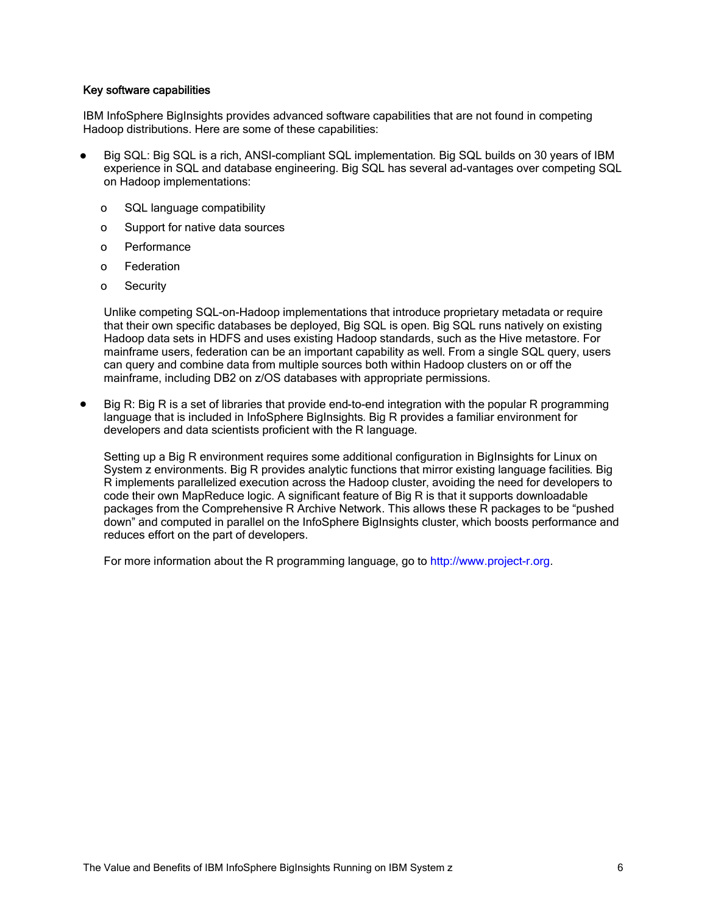**Key software capabilities**

IBM InfoSphere BigInsights provides advanced software capabilities that are not found in competing Hadoop distributions. Here are some of these capabilities:

- Big SQL: Big SQL is a rich, ANSI-compliant SQL implementation. Big SQL builds on 30 years of IBM experience in SQL and database engineering. Big SQL has several ad-vantages over competing SQL on Hadoop implementations:
  - SQL language compatibility
  - Support for native data sources
  - Performance
  - Federation
  - Security

  Unlike competing SQL-on-Hadoop implementations that introduce proprietary metadata or require that their own specific databases be deployed, Big SQL is open. Big SQL runs natively on existing Hadoop data sets in HDFS and uses existing Hadoop standards, such as the Hive metastore. For mainframe users, federation can be an important capability as well. From a single SQL query, users can query and combine data from multiple sources both within Hadoop clusters on or off the mainframe, including DB2 on z/OS databases with appropriate permissions.

- Big R: Big R is a set of libraries that provide end-to-end integration with the popular R programming language that is included in InfoSphere BigInsights. Big R provides a familiar environment for developers and data scientists proficient with the R language.

  Setting up a Big R environment requires some additional configuration in BigInsights for Linux on System z environments. Big R provides analytic functions that mirror existing language facilities. Big R implements parallelized execution across the Hadoop cluster, avoiding the need for developers to code their own MapReduce logic. A significant feature of Big R is that it supports downloadable packages from the Comprehensive R Archive Network. This allows these R packages to be "pushed down" and computed in parallel on the InfoSphere BigInsights cluster, which boosts performance and reduces effort on the part of developers.

  For more information about the R programming language, go to http://www.project-r.org.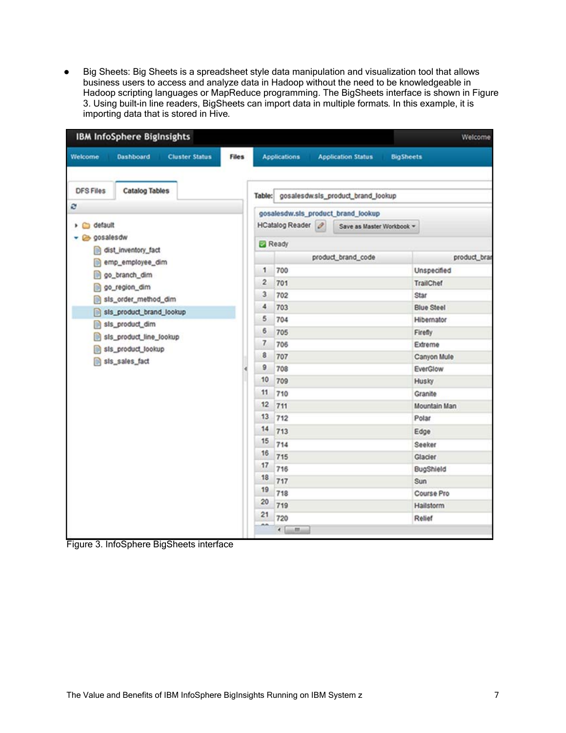- Big Sheets: Big Sheets is a spreadsheet style data manipulation and visualization tool that allows business users to access and analyze data in Hadoop without the need to be knowledgeable in Hadoop scripting languages or MapReduce programming. The BigSheets interface is shown in Figure 3. Using built-in line readers, BigSheets can import data in multiple formats. In this example, it is importing data that is stored in Hive.

Figure 3. InfoSphere BigSheets interface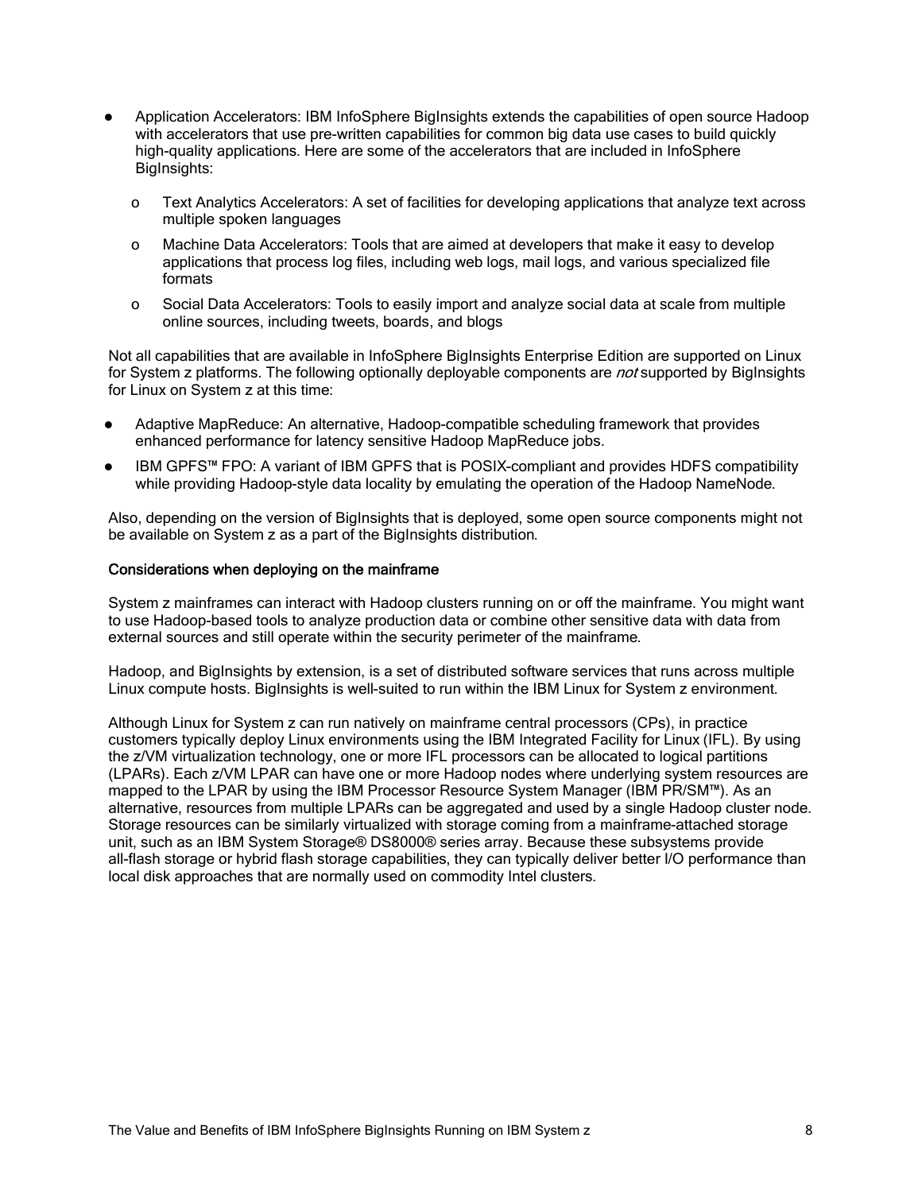- Application Accelerators: IBM InfoSphere BigInsights extends the capabilities of open source Hadoop with accelerators that use pre-written capabilities for common big data use cases to build quickly high-quality applications. Here are some of the accelerators that are included in InfoSphere BigInsights:
  - Text Analytics Accelerators: A set of facilities for developing applications that analyze text across multiple spoken languages
  - Machine Data Accelerators: Tools that are aimed at developers that make it easy to develop applications that process log files, including web logs, mail logs, and various specialized file formats
  - Social Data Accelerators: Tools to easily import and analyze social data at scale from multiple online sources, including tweets, boards, and blogs

Not all capabilities that are available in InfoSphere BigInsights Enterprise Edition are supported on Linux for System z platforms. The following optionally deployable components are *not* supported by BigInsights for Linux on System z at this time:

- Adaptive MapReduce: An alternative, Hadoop-compatible scheduling framework that provides enhanced performance for latency sensitive Hadoop MapReduce jobs.
- IBM GPFS™ FPO: A variant of IBM GPFS that is POSIX-compliant and provides HDFS compatibility while providing Hadoop-style data locality by emulating the operation of the Hadoop NameNode.

Also, depending on the version of BigInsights that is deployed, some open source components might not be available on System z as a part of the BigInsights distribution.

**Considerations when deploying on the mainframe**

System z mainframes can interact with Hadoop clusters running on or off the mainframe. You might want to use Hadoop-based tools to analyze production data or combine other sensitive data with data from external sources and still operate within the security perimeter of the mainframe.

Hadoop, and BigInsights by extension, is a set of distributed software services that runs across multiple Linux compute hosts. BigInsights is well-suited to run within the IBM Linux for System z environment.

Although Linux for System z can run natively on mainframe central processors (CPs), in practice customers typically deploy Linux environments using the IBM Integrated Facility for Linux (IFL). By using the z/VM virtualization technology, one or more IFL processors can be allocated to logical partitions (LPARs). Each z/VM LPAR can have one or more Hadoop nodes where underlying system resources are mapped to the LPAR by using the IBM Processor Resource System Manager (IBM PR/SM™). As an alternative, resources from multiple LPARs can be aggregated and used by a single Hadoop cluster node. Storage resources can be similarly virtualized with storage coming from a mainframe-attached storage unit, such as an IBM System Storage® DS8000® series array. Because these subsystems provide all-flash storage or hybrid flash storage capabilities, they can typically deliver better I/O performance than local disk approaches that are normally used on commodity Intel clusters.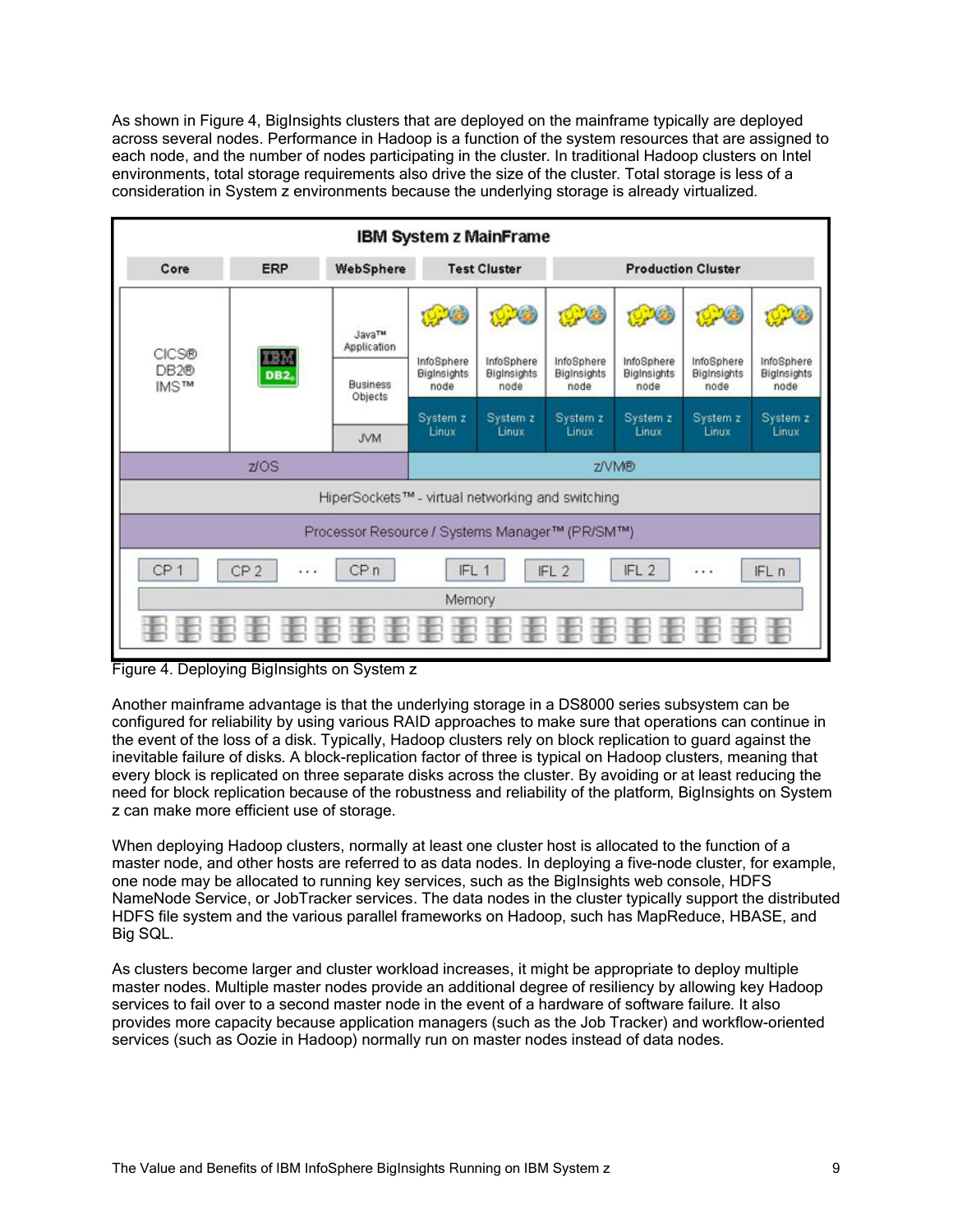As shown in Figure 4, BigInsights clusters that are deployed on the mainframe typically are deployed across several nodes. Performance in Hadoop is a function of the system resources that are assigned to each node, and the number of nodes participating in the cluster. In traditional Hadoop clusters on Intel environments, total storage requirements also drive the size of the cluster. Total storage is less of a consideration in System z environments because the underlying storage is already virtualized.

Figure 4. Deploying BigInsights on System z

Another mainframe advantage is that the underlying storage in a DS8000 series subsystem can be configured for reliability by using various RAID approaches to make sure that operations can continue in the event of the loss of a disk. Typically, Hadoop clusters rely on block replication to guard against the inevitable failure of disks. A block-replication factor of three is typical on Hadoop clusters, meaning that every block is replicated on three separate disks across the cluster. By avoiding or at least reducing the need for block replication because of the robustness and reliability of the platform, BigInsights on System z can make more efficient use of storage.

When deploying Hadoop clusters, normally at least one cluster host is allocated to the function of a master node, and other hosts are referred to as data nodes. In deploying a five-node cluster, for example, one node may be allocated to running key services, such as the BigInsights web console, HDFS NameNode Service, or JobTracker services. The data nodes in the cluster typically support the distributed HDFS file system and the various parallel frameworks on Hadoop, such has MapReduce, HBASE, and Big SQL.

As clusters become larger and cluster workload increases, it might be appropriate to deploy multiple master nodes. Multiple master nodes provide an additional degree of resiliency by allowing key Hadoop services to fail over to a second master node in the event of a hardware of software failure. It also provides more capacity because application managers (such as the Job Tracker) and workflow-oriented services (such as Oozie in Hadoop) normally run on master nodes instead of data nodes.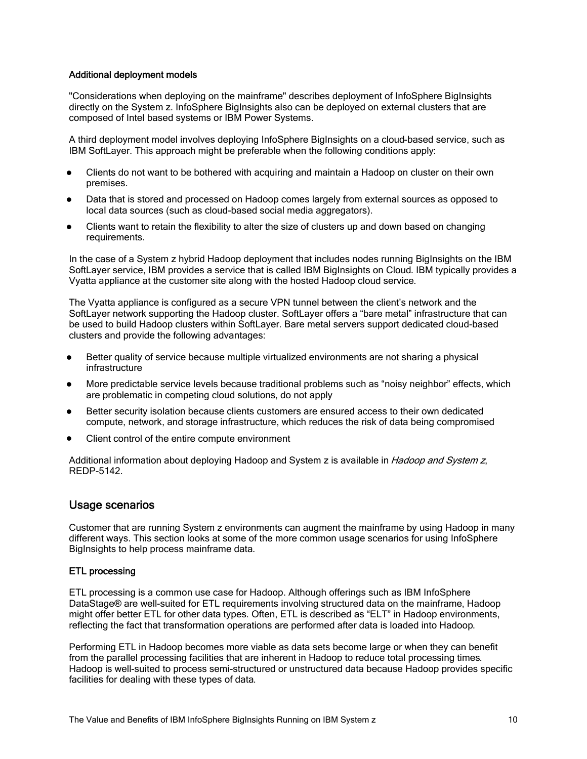### Additional deployment models

"Considerations when deploying on the mainframe" describes deployment of InfoSphere BigInsights directly on the System z. InfoSphere BigInsights also can be deployed on external clusters that are composed of Intel based systems or IBM Power Systems.

A third deployment model involves deploying InfoSphere BigInsights on a cloud-based service, such as IBM SoftLayer. This approach might be preferable when the following conditions apply:

- Clients do not want to be bothered with acquiring and maintain a Hadoop on cluster on their own premises.
- Data that is stored and processed on Hadoop comes largely from external sources as opposed to local data sources (such as cloud-based social media aggregators).
- Clients want to retain the flexibility to alter the size of clusters up and down based on changing requirements.

In the case of a System z hybrid Hadoop deployment that includes nodes running BigInsights on the IBM SoftLayer service, IBM provides a service that is called IBM BigInsights on Cloud. IBM typically provides a Vyatta appliance at the customer site along with the hosted Hadoop cloud service.

The Vyatta appliance is configured as a secure VPN tunnel between the client's network and the SoftLayer network supporting the Hadoop cluster. SoftLayer offers a "bare metal" infrastructure that can be used to build Hadoop clusters within SoftLayer. Bare metal servers support dedicated cloud-based clusters and provide the following advantages:

- Better quality of service because multiple virtualized environments are not sharing a physical infrastructure
- More predictable service levels because traditional problems such as "noisy neighbor" effects, which are problematic in competing cloud solutions, do not apply
- Better security isolation because clients customers are ensured access to their own dedicated compute, network, and storage infrastructure, which reduces the risk of data being compromised
- Client control of the entire compute environment

Additional information about deploying Hadoop and System z is available in *Hadoop and System z*, REDP-5142.

## Usage scenarios

Customer that are running System z environments can augment the mainframe by using Hadoop in many different ways. This section looks at some of the more common usage scenarios for using InfoSphere BigInsights to help process mainframe data.

### ETL processing

ETL processing is a common use case for Hadoop. Although offerings such as IBM InfoSphere DataStage® are well-suited for ETL requirements involving structured data on the mainframe, Hadoop might offer better ETL for other data types. Often, ETL is described as "ELT" in Hadoop environments, reflecting the fact that transformation operations are performed after data is loaded into Hadoop.

Performing ETL in Hadoop becomes more viable as data sets become large or when they can benefit from the parallel processing facilities that are inherent in Hadoop to reduce total processing times. Hadoop is well-suited to process semi-structured or unstructured data because Hadoop provides specific facilities for dealing with these types of data.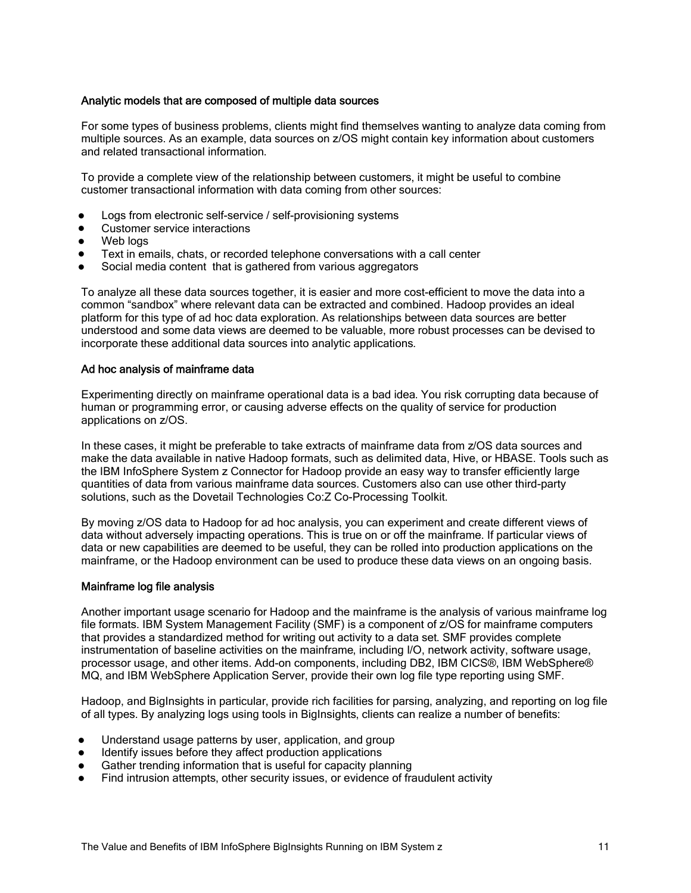### Analytic models that are composed of multiple data sources

For some types of business problems, clients might find themselves wanting to analyze data coming from multiple sources. As an example, data sources on z/OS might contain key information about customers and related transactional information.

To provide a complete view of the relationship between customers, it might be useful to combine customer transactional information with data coming from other sources:

- Logs from electronic self-service / self-provisioning systems
- Customer service interactions
- Web logs
- Text in emails, chats, or recorded telephone conversations with a call center
- Social media content that is gathered from various aggregators

To analyze all these data sources together, it is easier and more cost-efficient to move the data into a common "sandbox" where relevant data can be extracted and combined. Hadoop provides an ideal platform for this type of ad hoc data exploration. As relationships between data sources are better understood and some data views are deemed to be valuable, more robust processes can be devised to incorporate these additional data sources into analytic applications.

### Ad hoc analysis of mainframe data

Experimenting directly on mainframe operational data is a bad idea. You risk corrupting data because of human or programming error, or causing adverse effects on the quality of service for production applications on z/OS.

In these cases, it might be preferable to take extracts of mainframe data from z/OS data sources and make the data available in native Hadoop formats, such as delimited data, Hive, or HBASE. Tools such as the IBM InfoSphere System z Connector for Hadoop provide an easy way to transfer efficiently large quantities of data from various mainframe data sources. Customers also can use other third-party solutions, such as the Dovetail Technologies Co:Z Co-Processing Toolkit.

By moving z/OS data to Hadoop for ad hoc analysis, you can experiment and create different views of data without adversely impacting operations. This is true on or off the mainframe. If particular views of data or new capabilities are deemed to be useful, they can be rolled into production applications on the mainframe, or the Hadoop environment can be used to produce these data views on an ongoing basis.

### Mainframe log file analysis

Another important usage scenario for Hadoop and the mainframe is the analysis of various mainframe log file formats. IBM System Management Facility (SMF) is a component of z/OS for mainframe computers that provides a standardized method for writing out activity to a data set. SMF provides complete instrumentation of baseline activities on the mainframe, including I/O, network activity, software usage, processor usage, and other items. Add-on components, including DB2, IBM CICS®, IBM WebSphere® MQ, and IBM WebSphere Application Server, provide their own log file type reporting using SMF.

Hadoop, and BigInsights in particular, provide rich facilities for parsing, analyzing, and reporting on log file of all types. By analyzing logs using tools in BigInsights, clients can realize a number of benefits:

- Understand usage patterns by user, application, and group
- Identify issues before they affect production applications
- Gather trending information that is useful for capacity planning
- Find intrusion attempts, other security issues, or evidence of fraudulent activity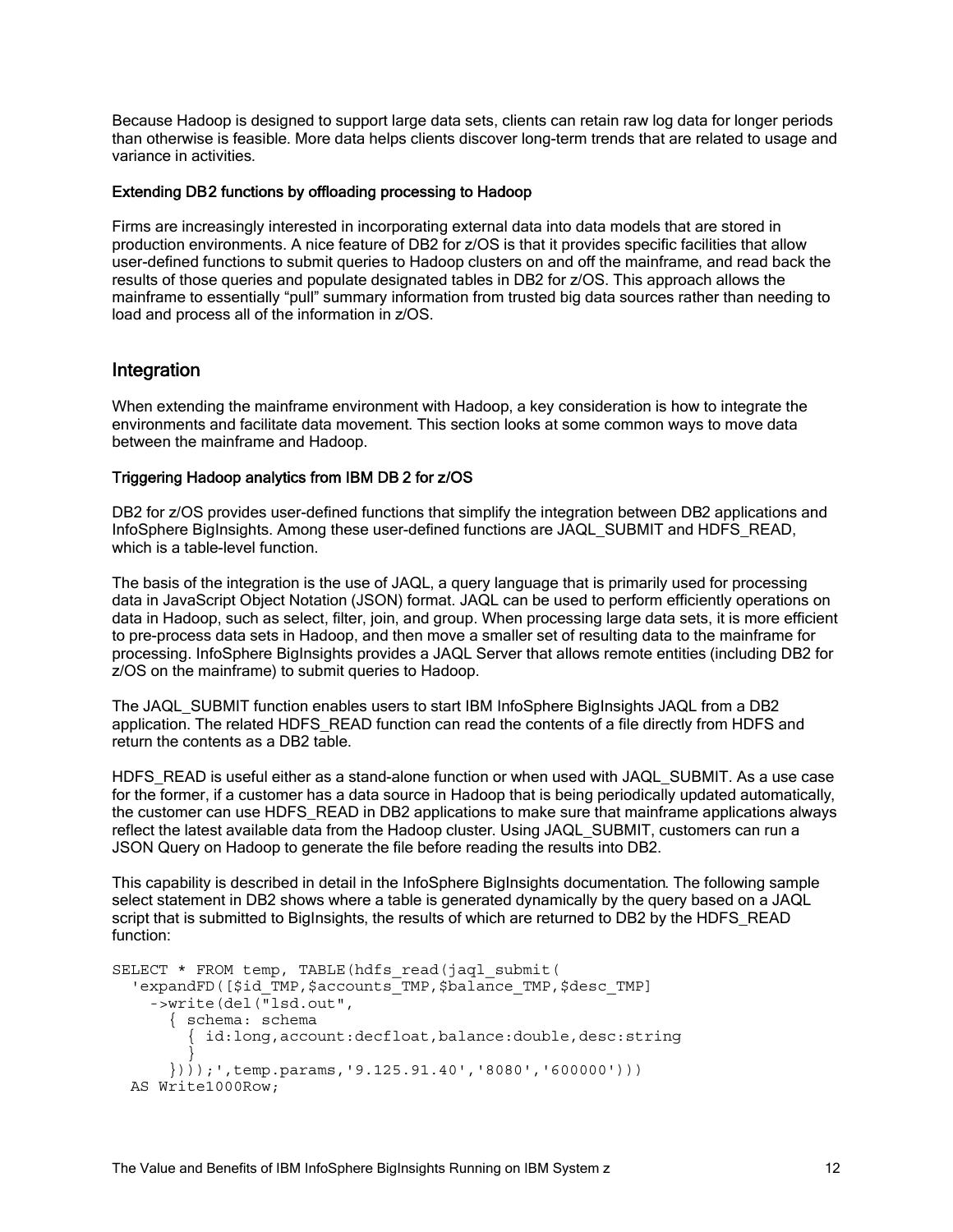Because Hadoop is designed to support large data sets, clients can retain raw log data for longer periods than otherwise is feasible. More data helps clients discover long-term trends that are related to usage and variance in activities.

### Extending DB2 functions by offloading processing to Hadoop

Firms are increasingly interested in incorporating external data into data models that are stored in production environments. A nice feature of DB2 for z/OS is that it provides specific facilities that allow user-defined functions to submit queries to Hadoop clusters on and off the mainframe, and read back the results of those queries and populate designated tables in DB2 for z/OS. This approach allows the mainframe to essentially "pull" summary information from trusted big data sources rather than needing to load and process all of the information in z/OS.

## Integration

When extending the mainframe environment with Hadoop, a key consideration is how to integrate the environments and facilitate data movement. This section looks at some common ways to move data between the mainframe and Hadoop.

### Triggering Hadoop analytics from IBM DB 2 for z/OS

DB2 for z/OS provides user-defined functions that simplify the integration between DB2 applications and InfoSphere BigInsights. Among these user-defined functions are JAQL_SUBMIT and HDFS_READ, which is a table-level function.

The basis of the integration is the use of JAQL, a query language that is primarily used for processing data in JavaScript Object Notation (JSON) format. JAQL can be used to perform efficiently operations on data in Hadoop, such as select, filter, join, and group. When processing large data sets, it is more efficient to pre-process data sets in Hadoop, and then move a smaller set of resulting data to the mainframe for processing. InfoSphere BigInsights provides a JAQL Server that allows remote entities (including DB2 for z/OS on the mainframe) to submit queries to Hadoop.

The JAQL_SUBMIT function enables users to start IBM InfoSphere BigInsights JAQL from a DB2 application. The related HDFS_READ function can read the contents of a file directly from HDFS and return the contents as a DB2 table.

HDFS_READ is useful either as a stand-alone function or when used with JAQL_SUBMIT. As a use case for the former, if a customer has a data source in Hadoop that is being periodically updated automatically, the customer can use HDFS_READ in DB2 applications to make sure that mainframe applications always reflect the latest available data from the Hadoop cluster. Using JAQL_SUBMIT, customers can run a JSON Query on Hadoop to generate the file before reading the results into DB2.

This capability is described in detail in the InfoSphere BigInsights documentation. The following sample select statement in DB2 shows where a table is generated dynamically by the query based on a JAQL script that is submitted to BigInsights, the results of which are returned to DB2 by the HDFS_READ function:

```
SELECT * FROM temp, TABLE(hdfs_read(jaql_submit(
  'expandFD([$id_TMP,$accounts_TMP,$balance_TMP,$desc_TMP]
    ->write(del("lsd.out",
      { schema: schema
        { id:long,account:decfloat,balance:double,desc:string
        }
      })));',temp.params,'9.125.91.40','8080','600000')))
  AS Write1000Row;
```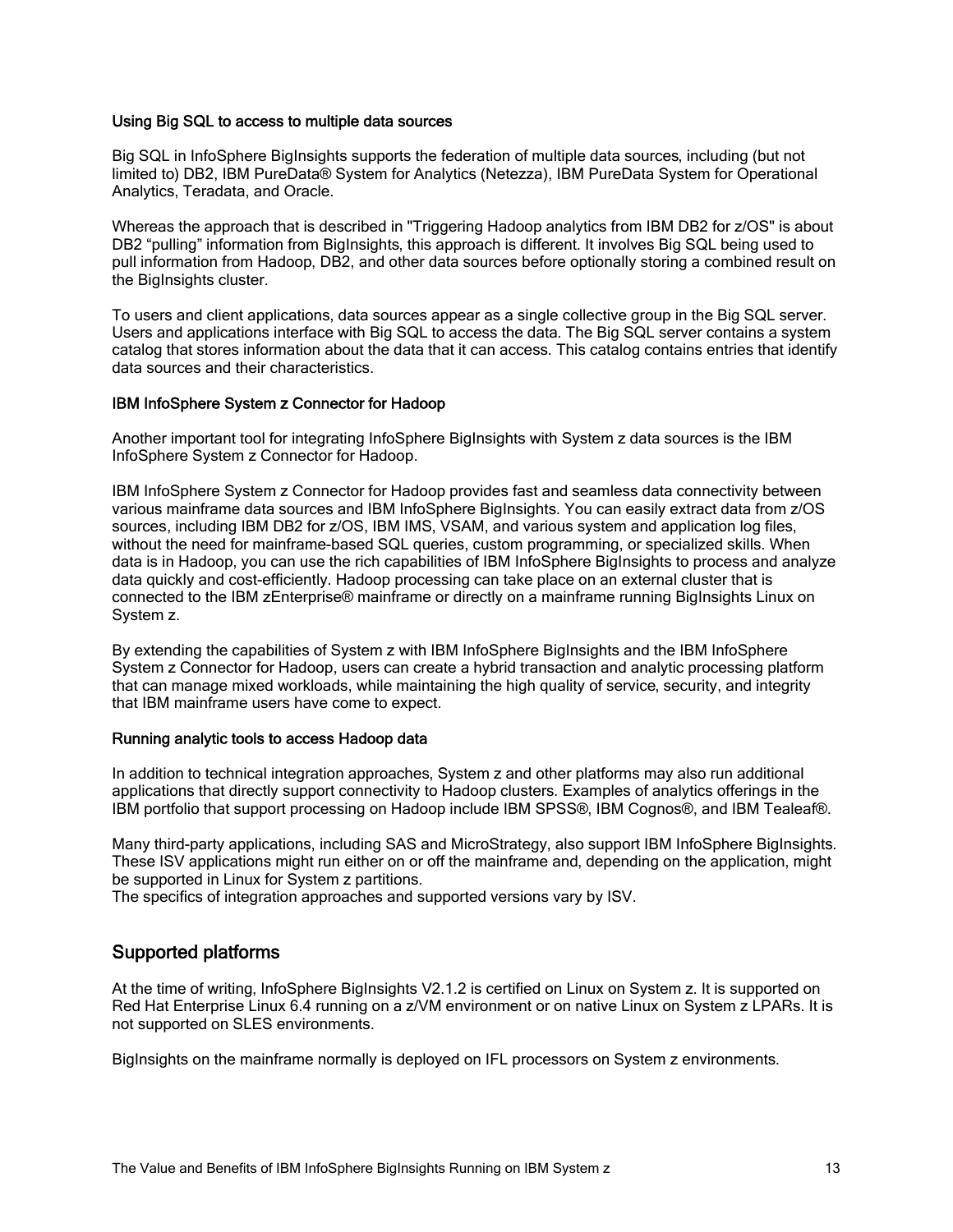### Using Big SQL to access to multiple data sources

Big SQL in InfoSphere BigInsights supports the federation of multiple data sources, including (but not limited to) DB2, IBM PureData® System for Analytics (Netezza), IBM PureData System for Operational Analytics, Teradata, and Oracle.

Whereas the approach that is described in "Triggering Hadoop analytics from IBM DB2 for z/OS" is about DB2 "pulling" information from BigInsights, this approach is different. It involves Big SQL being used to pull information from Hadoop, DB2, and other data sources before optionally storing a combined result on the BigInsights cluster.

To users and client applications, data sources appear as a single collective group in the Big SQL server. Users and applications interface with Big SQL to access the data. The Big SQL server contains a system catalog that stores information about the data that it can access. This catalog contains entries that identify data sources and their characteristics.

### IBM InfoSphere System z Connector for Hadoop

Another important tool for integrating InfoSphere BigInsights with System z data sources is the IBM InfoSphere System z Connector for Hadoop.

IBM InfoSphere System z Connector for Hadoop provides fast and seamless data connectivity between various mainframe data sources and IBM InfoSphere BigInsights. You can easily extract data from z/OS sources, including IBM DB2 for z/OS, IBM IMS, VSAM, and various system and application log files, without the need for mainframe-based SQL queries, custom programming, or specialized skills. When data is in Hadoop, you can use the rich capabilities of IBM InfoSphere BigInsights to process and analyze data quickly and cost-efficiently. Hadoop processing can take place on an external cluster that is connected to the IBM zEnterprise® mainframe or directly on a mainframe running BigInsights Linux on System z.

By extending the capabilities of System z with IBM InfoSphere BigInsights and the IBM InfoSphere System z Connector for Hadoop, users can create a hybrid transaction and analytic processing platform that can manage mixed workloads, while maintaining the high quality of service, security, and integrity that IBM mainframe users have come to expect.

### Running analytic tools to access Hadoop data

In addition to technical integration approaches, System z and other platforms may also run additional applications that directly support connectivity to Hadoop clusters. Examples of analytics offerings in the IBM portfolio that support processing on Hadoop include IBM SPSS®, IBM Cognos®, and IBM Tealeaf®.

Many third-party applications, including SAS and MicroStrategy, also support IBM InfoSphere BigInsights. These ISV applications might run either on or off the mainframe and, depending on the application, might be supported in Linux for System z partitions.
The specifics of integration approaches and supported versions vary by ISV.

## Supported platforms

At the time of writing, InfoSphere BigInsights V2.1.2 is certified on Linux on System z. It is supported on Red Hat Enterprise Linux 6.4 running on a z/VM environment or on native Linux on System z LPARs. It is not supported on SLES environments.

BigInsights on the mainframe normally is deployed on IFL processors on System z environments.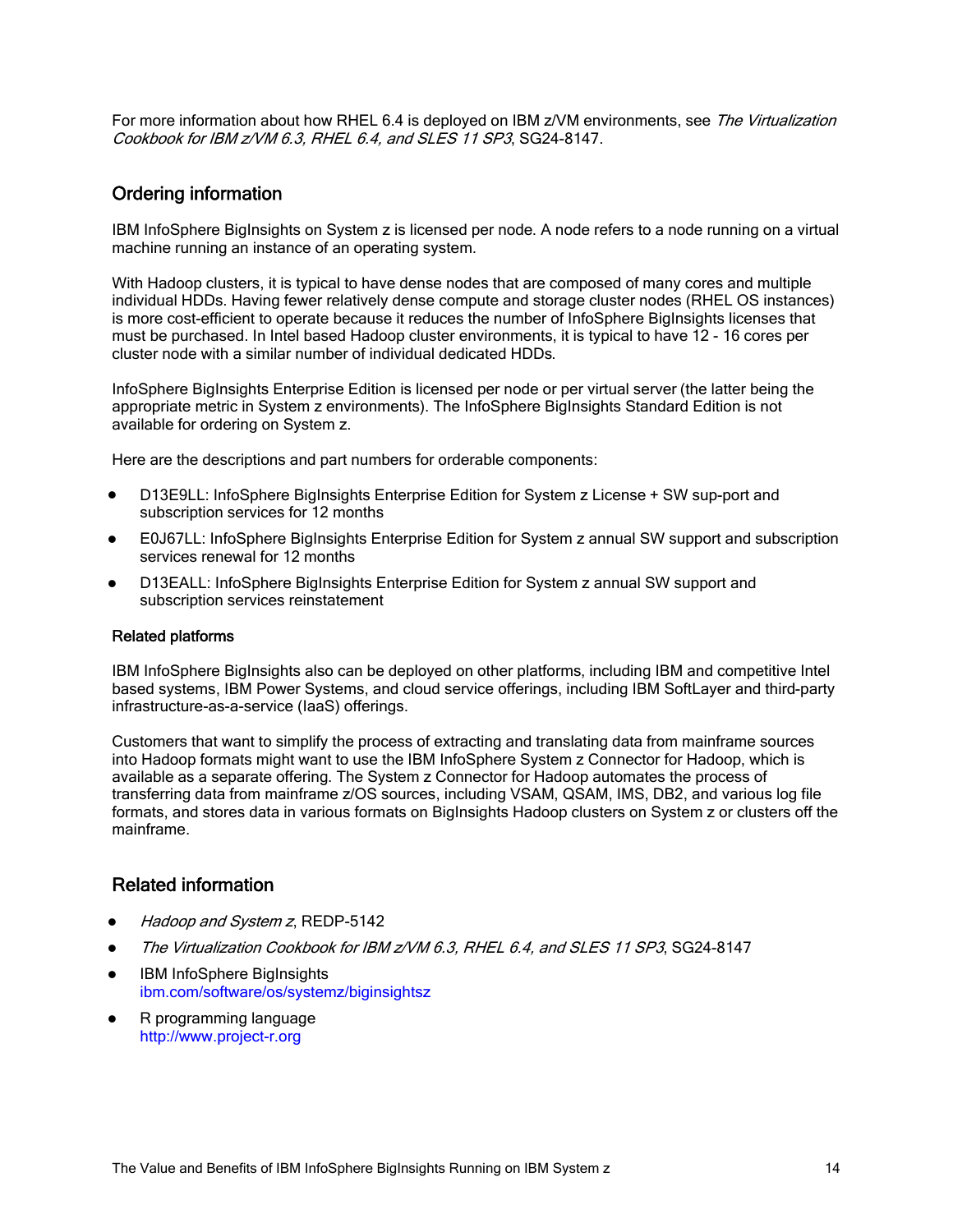For more information about how RHEL 6.4 is deployed on IBM z/VM environments, see *The Virtualization Cookbook for IBM z/VM 6.3, RHEL 6.4, and SLES 11 SP3*, SG24-8147.

## Ordering information

IBM InfoSphere BigInsights on System z is licensed per node. A node refers to a node running on a virtual machine running an instance of an operating system.

With Hadoop clusters, it is typical to have dense nodes that are composed of many cores and multiple individual HDDs. Having fewer relatively dense compute and storage cluster nodes (RHEL OS instances) is more cost-efficient to operate because it reduces the number of InfoSphere BigInsights licenses that must be purchased. In Intel based Hadoop cluster environments, it is typical to have 12 - 16 cores per cluster node with a similar number of individual dedicated HDDs.

InfoSphere BigInsights Enterprise Edition is licensed per node or per virtual server (the latter being the appropriate metric in System z environments). The InfoSphere BigInsights Standard Edition is not available for ordering on System z.

Here are the descriptions and part numbers for orderable components:

- D13E9LL: InfoSphere BigInsights Enterprise Edition for System z License + SW sup-port and subscription services for 12 months
- E0J67LL: InfoSphere BigInsights Enterprise Edition for System z annual SW support and subscription services renewal for 12 months
- D13EALL: InfoSphere BigInsights Enterprise Edition for System z annual SW support and subscription services reinstatement

### Related platforms

IBM InfoSphere BigInsights also can be deployed on other platforms, including IBM and competitive Intel based systems, IBM Power Systems, and cloud service offerings, including IBM SoftLayer and third-party infrastructure-as-a-service (IaaS) offerings.

Customers that want to simplify the process of extracting and translating data from mainframe sources into Hadoop formats might want to use the IBM InfoSphere System z Connector for Hadoop, which is available as a separate offering. The System z Connector for Hadoop automates the process of transferring data from mainframe z/OS sources, including VSAM, QSAM, IMS, DB2, and various log file formats, and stores data in various formats on BigInsights Hadoop clusters on System z or clusters off the mainframe.

## Related information

- *Hadoop and System z*, REDP-5142
- *The Virtualization Cookbook for IBM z/VM 6.3, RHEL 6.4, and SLES 11 SP3*, SG24-8147
- IBM InfoSphere BigInsights
  ibm.com/software/os/systemz/biginsightsz
- R programming language
  http://www.project-r.org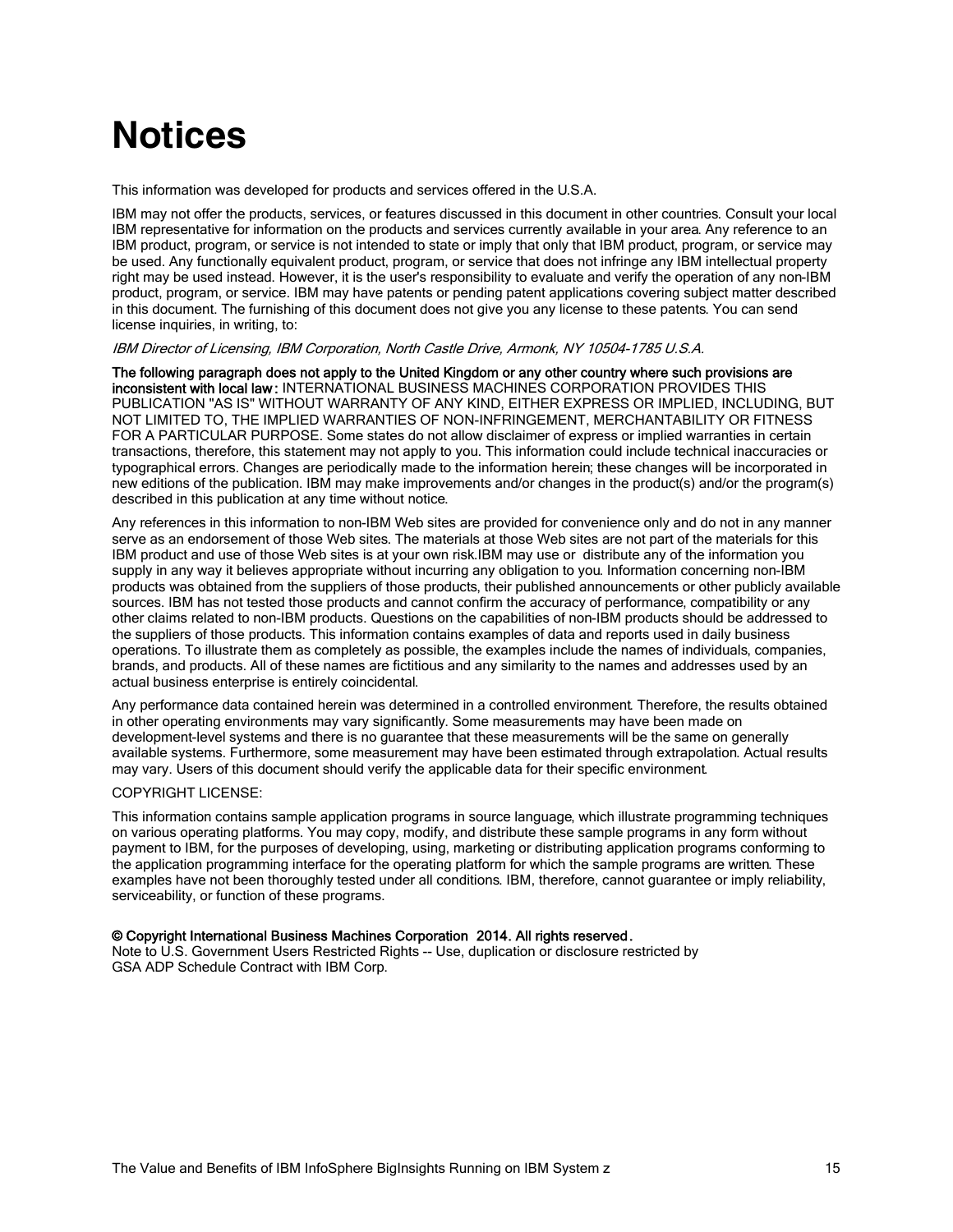# Notices

This information was developed for products and services offered in the U.S.A.

IBM may not offer the products, services, or features discussed in this document in other countries. Consult your local IBM representative for information on the products and services currently available in your area. Any reference to an IBM product, program, or service is not intended to state or imply that only that IBM product, program, or service may be used. Any functionally equivalent product, program, or service that does not infringe any IBM intellectual property right may be used instead. However, it is the user's responsibility to evaluate and verify the operation of any non-IBM product, program, or service. IBM may have patents or pending patent applications covering subject matter described in this document. The furnishing of this document does not give you any license to these patents. You can send license inquiries, in writing, to:

*IBM Director of Licensing, IBM Corporation, North Castle Drive, Armonk, NY 10504-1785 U.S.A.*

**The following paragraph does not apply to the United Kingdom or any other country where such provisions are inconsistent with local law:** INTERNATIONAL BUSINESS MACHINES CORPORATION PROVIDES THIS PUBLICATION "AS IS" WITHOUT WARRANTY OF ANY KIND, EITHER EXPRESS OR IMPLIED, INCLUDING, BUT NOT LIMITED TO, THE IMPLIED WARRANTIES OF NON-INFRINGEMENT, MERCHANTABILITY OR FITNESS FOR A PARTICULAR PURPOSE. Some states do not allow disclaimer of express or implied warranties in certain transactions, therefore, this statement may not apply to you. This information could include technical inaccuracies or typographical errors. Changes are periodically made to the information herein; these changes will be incorporated in new editions of the publication. IBM may make improvements and/or changes in the product(s) and/or the program(s) described in this publication at any time without notice.

Any references in this information to non-IBM Web sites are provided for convenience only and do not in any manner serve as an endorsement of those Web sites. The materials at those Web sites are not part of the materials for this IBM product and use of those Web sites is at your own risk.IBM may use or distribute any of the information you supply in any way it believes appropriate without incurring any obligation to you. Information concerning non-IBM products was obtained from the suppliers of those products, their published announcements or other publicly available sources. IBM has not tested those products and cannot confirm the accuracy of performance, compatibility or any other claims related to non-IBM products. Questions on the capabilities of non-IBM products should be addressed to the suppliers of those products. This information contains examples of data and reports used in daily business operations. To illustrate them as completely as possible, the examples include the names of individuals, companies, brands, and products. All of these names are fictitious and any similarity to the names and addresses used by an actual business enterprise is entirely coincidental.

Any performance data contained herein was determined in a controlled environment. Therefore, the results obtained in other operating environments may vary significantly. Some measurements may have been made on development-level systems and there is no guarantee that these measurements will be the same on generally available systems. Furthermore, some measurement may have been estimated through extrapolation. Actual results may vary. Users of this document should verify the applicable data for their specific environment.

COPYRIGHT LICENSE:

This information contains sample application programs in source language, which illustrate programming techniques on various operating platforms. You may copy, modify, and distribute these sample programs in any form without payment to IBM, for the purposes of developing, using, marketing or distributing application programs conforming to the application programming interface for the operating platform for which the sample programs are written. These examples have not been thoroughly tested under all conditions. IBM, therefore, cannot guarantee or imply reliability, serviceability, or function of these programs.

**© Copyright International Business Machines Corporation 2014. All rights reserved.**
Note to U.S. Government Users Restricted Rights -- Use, duplication or disclosure restricted by GSA ADP Schedule Contract with IBM Corp.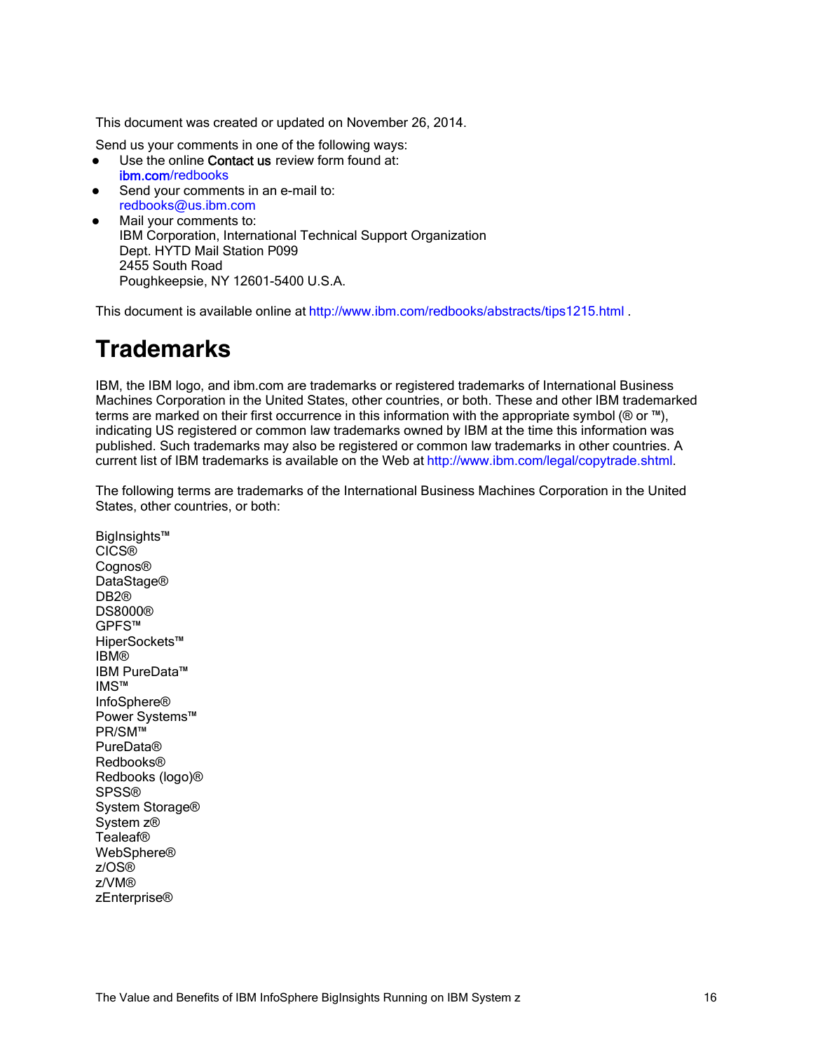This document was created or updated on November 26, 2014.

Send us your comments in one of the following ways:

- Use the online **Contact us** review form found at:
  **ibm.com**/redbooks
- Send your comments in an e-mail to:
  redbooks@us.ibm.com
- Mail your comments to:
  IBM Corporation, International Technical Support Organization
  Dept. HYTD Mail Station P099
  2455 South Road
  Poughkeepsie, NY 12601-5400 U.S.A.

This document is available online at http://www.ibm.com/redbooks/abstracts/tips1215.html .

# Trademarks

IBM, the IBM logo, and ibm.com are trademarks or registered trademarks of International Business Machines Corporation in the United States, other countries, or both. These and other IBM trademarked terms are marked on their first occurrence in this information with the appropriate symbol (® or ™), indicating US registered or common law trademarks owned by IBM at the time this information was published. Such trademarks may also be registered or common law trademarks in other countries. A current list of IBM trademarks is available on the Web at http://www.ibm.com/legal/copytrade.shtml.

The following terms are trademarks of the International Business Machines Corporation in the United States, other countries, or both:

BigInsights™
CICS®
Cognos®
DataStage®
DB2®
DS8000®
GPFS™
HiperSockets™
IBM®
IBM PureData™
IMS™
InfoSphere®
Power Systems™
PR/SM™
PureData®
Redbooks®
Redbooks (logo)®
SPSS®
System Storage®
System z®
Tealeaf®
WebSphere®
z/OS®
z/VM®
zEnterprise®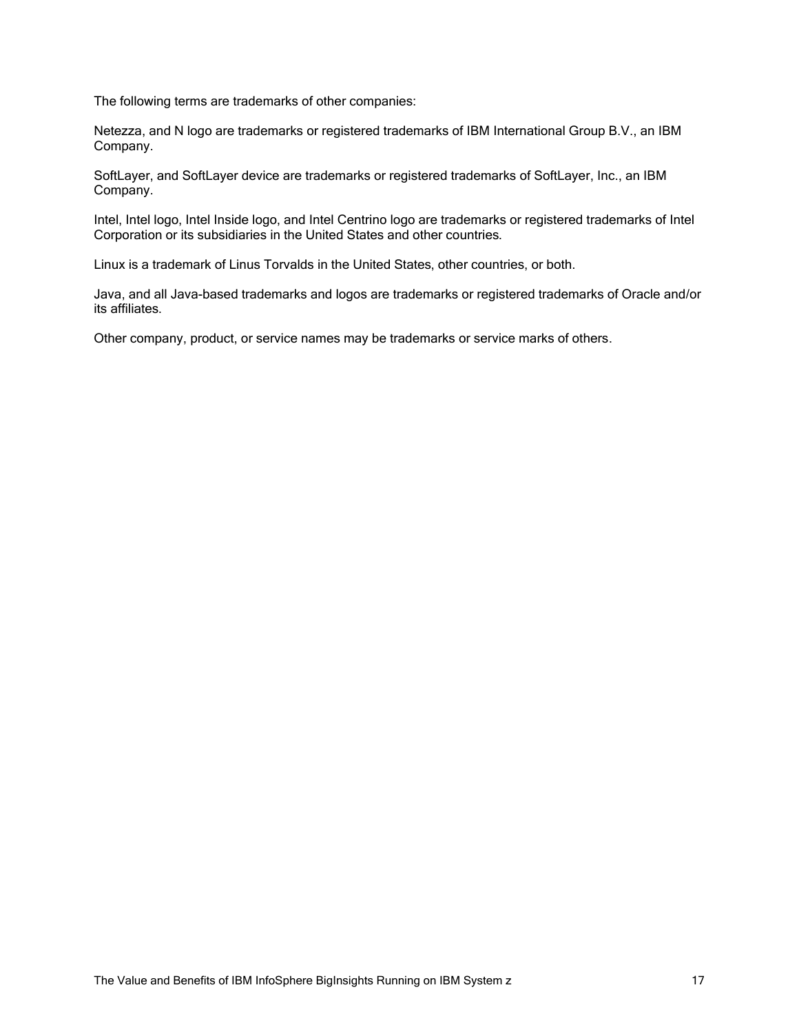The following terms are trademarks of other companies:

Netezza, and N logo are trademarks or registered trademarks of IBM International Group B.V., an IBM Company.

SoftLayer, and SoftLayer device are trademarks or registered trademarks of SoftLayer, Inc., an IBM Company.

Intel, Intel logo, Intel Inside logo, and Intel Centrino logo are trademarks or registered trademarks of Intel Corporation or its subsidiaries in the United States and other countries.

Linux is a trademark of Linus Torvalds in the United States, other countries, or both.

Java, and all Java-based trademarks and logos are trademarks or registered trademarks of Oracle and/or its affiliates.

Other company, product, or service names may be trademarks or service marks of others.